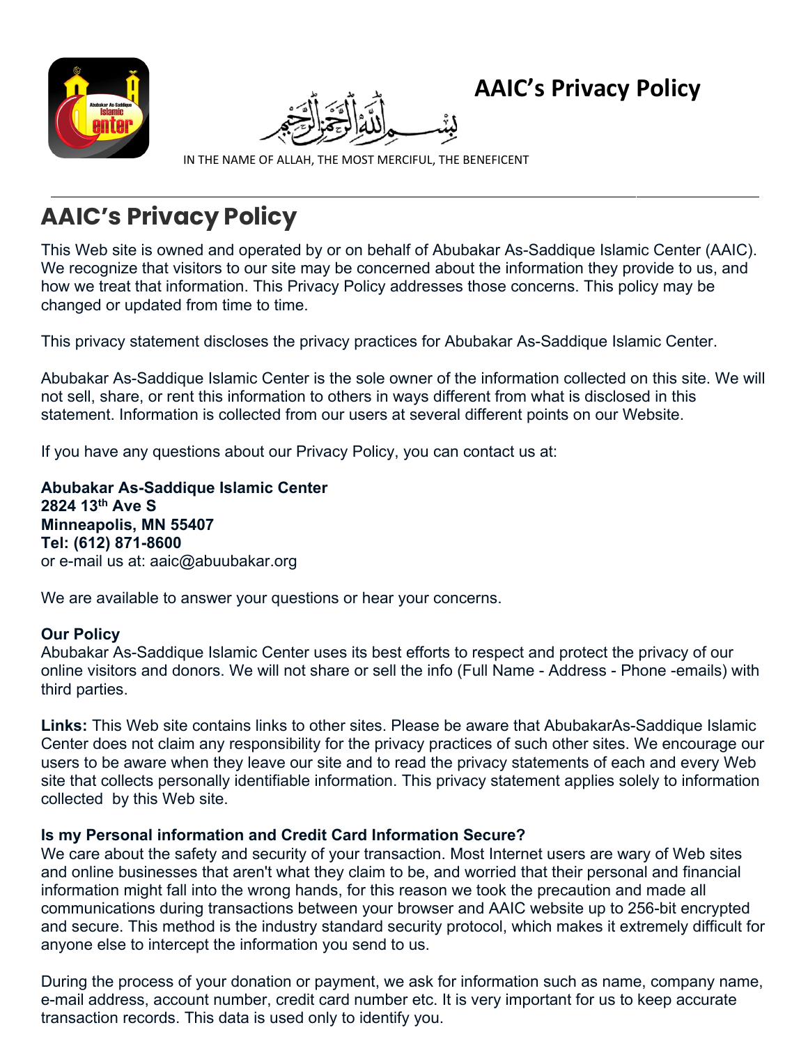# AAIC's Privacy Policy

بِسْمِ اللهِ الرَّحْمٰنِ الرَّحِيْمِ

IN THE NAME OF ALLAH, THE MOST MERCIFUL, THE BENEFICENT

---

## AAIC's Privacy Policy

This Web site is owned and operated by or on behalf of Abubakar As-Saddique Islamic Center (AAIC). We recognize that visitors to our site may be concerned about the information they provide to us, and how we treat that information. This Privacy Policy addresses those concerns. This policy may be changed or updated from time to time.

This privacy statement discloses the privacy practices for Abubakar As-Saddique Islamic Center.

Abubakar As-Saddique Islamic Center is the sole owner of the information collected on this site. We will not sell, share, or rent this information to others in ways different from what is disclosed in this statement. Information is collected from our users at several different points on our Website.

If you have any questions about our Privacy Policy, you can contact us at:

**Abubakar As-Saddique Islamic Center**
**2824 13th Ave S**
**Minneapolis, MN 55407**
**Tel: (612) 871-8600**
or e-mail us at: aaic@abuubakar.org

We are available to answer your questions or hear your concerns.

**Our Policy**
Abubakar As-Saddique Islamic Center uses its best efforts to respect and protect the privacy of our online visitors and donors. We will not share or sell the info (Full Name - Address - Phone -emails) with third parties.

**Links:** This Web site contains links to other sites. Please be aware that AbubakarAs-Saddique Islamic Center does not claim any responsibility for the privacy practices of such other sites. We encourage our users to be aware when they leave our site and to read the privacy statements of each and every Web site that collects personally identifiable information. This privacy statement applies solely to information collected by this Web site.

**Is my Personal information and Credit Card Information Secure?**
We care about the safety and security of your transaction. Most Internet users are wary of Web sites and online businesses that aren't what they claim to be, and worried that their personal and financial information might fall into the wrong hands, for this reason we took the precaution and made all communications during transactions between your browser and AAIC website up to 256-bit encrypted and secure. This method is the industry standard security protocol, which makes it extremely difficult for anyone else to intercept the information you send to us.

During the process of your donation or payment, we ask for information such as name, company name, e-mail address, account number, credit card number etc. It is very important for us to keep accurate transaction records. This data is used only to identify you.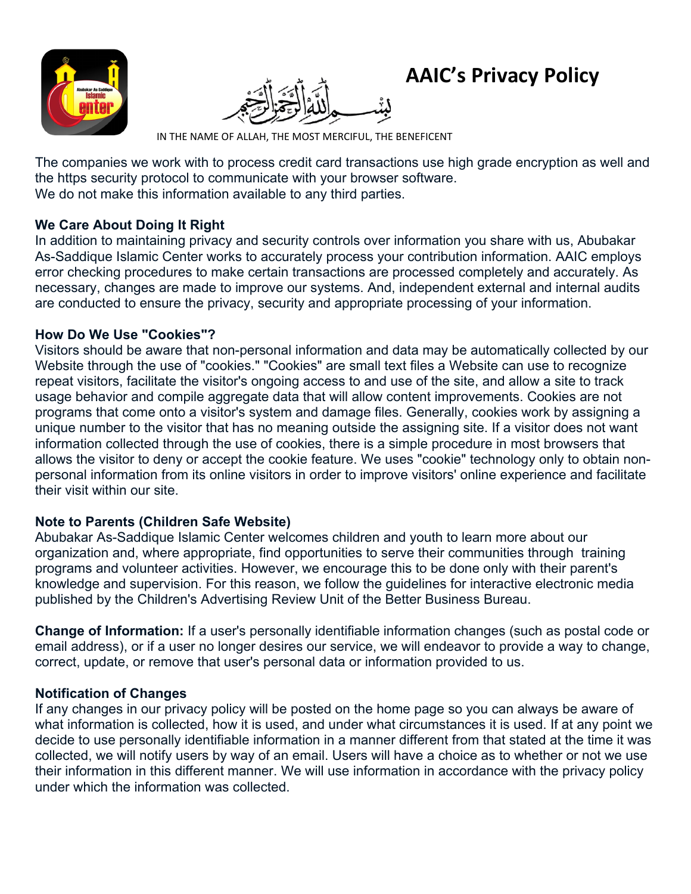# AAIC's Privacy Policy

بِسْمِ اللَّهِ الرَّحْمَٰنِ الرَّحِيمِ

IN THE NAME OF ALLAH, THE MOST MERCIFUL, THE BENEFICENT

The companies we work with to process credit card transactions use high grade encryption as well and the https security protocol to communicate with your browser software.
We do not make this information available to any third parties.

**We Care About Doing It Right**
In addition to maintaining privacy and security controls over information you share with us, Abubakar As-Saddique Islamic Center works to accurately process your contribution information. AAIC employs error checking procedures to make certain transactions are processed completely and accurately. As necessary, changes are made to improve our systems. And, independent external and internal audits are conducted to ensure the privacy, security and appropriate processing of your information.

**How Do We Use "Cookies"?**
Visitors should be aware that non-personal information and data may be automatically collected by our Website through the use of "cookies." "Cookies" are small text files a Website can use to recognize repeat visitors, facilitate the visitor's ongoing access to and use of the site, and allow a site to track usage behavior and compile aggregate data that will allow content improvements. Cookies are not programs that come onto a visitor's system and damage files. Generally, cookies work by assigning a unique number to the visitor that has no meaning outside the assigning site. If a visitor does not want information collected through the use of cookies, there is a simple procedure in most browsers that allows the visitor to deny or accept the cookie feature. We uses "cookie" technology only to obtain non-personal information from its online visitors in order to improve visitors' online experience and facilitate their visit within our site.

**Note to Parents (Children Safe Website)**
Abubakar As-Saddique Islamic Center welcomes children and youth to learn more about our organization and, where appropriate, find opportunities to serve their communities through training programs and volunteer activities. However, we encourage this to be done only with their parent's knowledge and supervision. For this reason, we follow the guidelines for interactive electronic media published by the Children's Advertising Review Unit of the Better Business Bureau.

**Change of Information:** If a user's personally identifiable information changes (such as postal code or email address), or if a user no longer desires our service, we will endeavor to provide a way to change, correct, update, or remove that user's personal data or information provided to us.

**Notification of Changes**
If any changes in our privacy policy will be posted on the home page so you can always be aware of what information is collected, how it is used, and under what circumstances it is used. If at any point we decide to use personally identifiable information in a manner different from that stated at the time it was collected, we will notify users by way of an email. Users will have a choice as to whether or not we use their information in this different manner. We will use information in accordance with the privacy policy under which the information was collected.